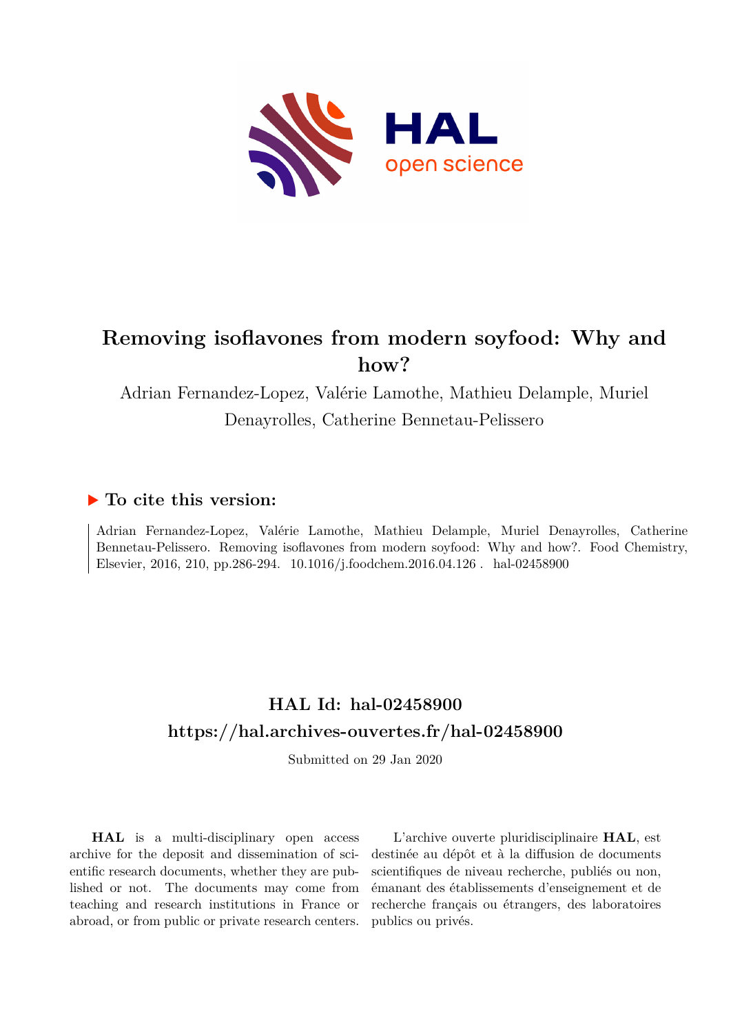# Removing isoflavones from modern soyfood: Why and how?

Adrian Fernandez-Lopez, Valérie Lamothe, Mathieu Delample, Muriel Denayrolles, Catherine Bennetau-Pelissero

## ▶ To cite this version:

Adrian Fernandez-Lopez, Valérie Lamothe, Mathieu Delample, Muriel Denayrolles, Catherine Bennetau-Pelissero. Removing isoflavones from modern soyfood: Why and how?. Food Chemistry, Elsevier, 2016, 210, pp.286-294. 10.1016/j.foodchem.2016.04.126 . hal-02458900

## HAL Id: hal-02458900

## https://hal.archives-ouvertes.fr/hal-02458900

Submitted on 29 Jan 2020

**HAL** is a multi-disciplinary open access archive for the deposit and dissemination of scientific research documents, whether they are published or not. The documents may come from teaching and research institutions in France or abroad, or from public or private research centers.

L'archive ouverte pluridisciplinaire **HAL**, est destinée au dépôt et à la diffusion de documents scientifiques de niveau recherche, publiés ou non, émanant des établissements d'enseignement et de recherche français ou étrangers, des laboratoires publics ou privés.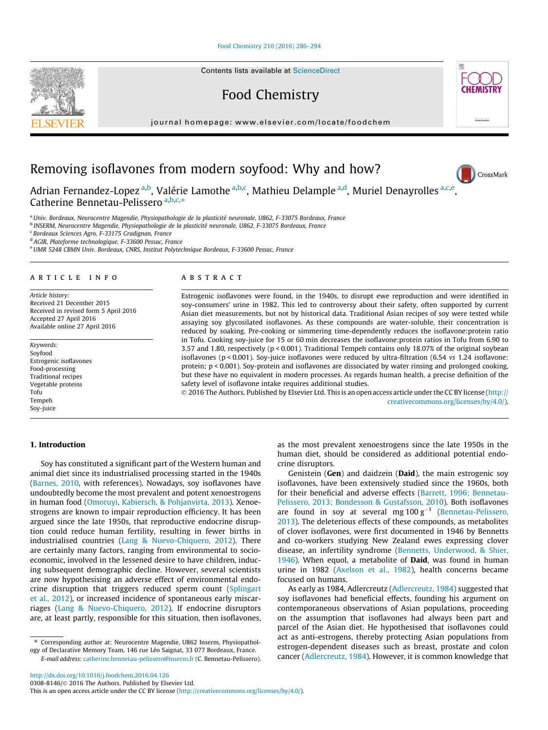# Removing isoflavones from modern soyfood: Why and how?

Adrian Fernandez-Lopez [a,b], Valérie Lamothe [a,b,c], Mathieu Delample [a,d], Muriel Denayrolles [a,c,e], Catherine Bennetau-Pelissero [a,b,c,*]

[a] Univ. Bordeaux, Neurocentre Magendie, Physiopathologie de la plasticité neuronale, U862, F-33075 Bordeaux, France
[b] INSERM, Neurocentre Magendie, Physiopathologie de la plasticité neuronale, U862, F-33075 Bordeaux, France
[c] Bordeaux Sciences Agro, F-33175 Gradignan, France
[d] AGIR, Plateforme technologique, F-33600 Pessac, France
[e] UMR 5248 CBMN Univ. Bordeaux, CNRS, Institut Polytechnique Bordeaux, F-33600 Pessac, France

## ARTICLE INFO

*Article history:*
Received 21 December 2015
Received in revised form 5 April 2016
Accepted 27 April 2016
Available online 27 April 2016

*Keywords:*
Soyfood
Estrogenic isoflavones
Food-processing
Traditional recipes
Vegetable proteins
Tofu
Tempeh
Soy-juice

## ABSTRACT

Estrogenic isoflavones were found, in the 1940s, to disrupt ewe reproduction and were identified in soy-consumers' urine in 1982. This led to controversy about their safety, often supported by current Asian diet measurements, but not by historical data. Traditional Asian recipes of soy were tested while assaying soy glycosilated isoflavones. As these compounds are water-soluble, their concentration is reduced by soaking. Pre-cooking or simmering time-dependently reduces the isoflavone:protein ratio in Tofu. Cooking soy-juice for 15 or 60 min decreases the isoflavone:protein ratios in Tofu from 6.90 to 3.57 and 1.80, respectively ($p < 0.001$). Traditional Tempeh contains only 18.07% of the original soybean isoflavones ($p < 0.001$). Soy-juice isoflavones were reduced by ultra-filtration (6.54 *vs* 1.24 isoflavone: protein; $p < 0.001$). Soy-protein and isoflavones are dissociated by water rinsing and prolonged cooking, but these have no equivalent in modern processes. As regards human health, a precise definition of the safety level of isoflavone intake requires additional studies.

© 2016 The Authors. Published by Elsevier Ltd. This is an open access article under the CC BY license (http://creativecommons.org/licenses/by/4.0/).

## 1. Introduction

Soy has constituted a significant part of the Western human and animal diet since its industrialised processing started in the 1940s (Barnes, 2010, with references). Nowadays, soy isoflavones have undoubtedly become the most prevalent and potent xenoestrogens in human food (Omoruyi, Kabiersch, & Pohjanvirta, 2013). Xenoestrogens are known to impair reproduction efficiency. It has been argued since the late 1950s, that reproductive endocrine disruption could reduce human fertility, resulting in fewer births in industrialised countries (Lang & Nuevo-Chiquero, 2012). There are certainly many factors, ranging from environmental to socio-economic, involved in the lessened desire to have children, inducing subsequent demographic decline. However, several scientists are now hypothesising an adverse effect of environmental endocrine disruption that triggers reduced sperm count (Splingart et al., 2012), or increased incidence of spontaneous early miscarriages (Lang & Nuevo-Chiquero, 2012). If endocrine disruptors are, at least partly, responsible for this situation, then isoflavones, as the most prevalent xenoestrogens since the late 1950s in the human diet, should be considered as additional potential endocrine disruptors.

Genistein (**Gen**) and daidzein (**Daid**), the main estrogenic soy isoflavones, have been extensively studied since the 1960s, both for their beneficial and adverse effects (Barrett, 1996; Bennetau-Pelissero, 2013; Bondesson & Gustafsson, 2010). Both isoflavones are found in soy at several mg $100\,g^{-1}$ (Bennetau-Pelissero, 2013). The deleterious effects of these compounds, as metabolites of clover isoflavones, were first documented in 1946 by Bennetts and co-workers studying New Zealand ewes expressing clover disease, an infertility syndrome (Bennetts, Underwood, & Shier, 1946). When equol, a metabolite of **Daid**, was found in human urine in 1982 (Axelson et al., 1982), health concerns became focused on humans.

As early as 1984, Adlercreutz (Adlercreutz, 1984) suggested that soy isoflavones had beneficial effects, founding his argument on contemporaneous observations of Asian populations, proceeding on the assumption that isoflavones had always been part and parcel of the Asian diet. He hypothesised that isoflavones could act as anti-estrogens, thereby protecting Asian populations from estrogen-dependent diseases such as breast, prostate and colon cancer (Adlercreutz, 1984). However, it is common knowledge that

\* Corresponding author at: Neurocentre Magendie, U862 Inserm, Physiopathology of Declarative Memory Team, 146 rue Léo Saignat, 33 077 Bordeaux, France.
*E-mail address:* catherine.bennetau-pelissero@inserm.fr (C. Bennetau-Pelissero).

http://dx.doi.org/10.1016/j.foodchem.2016.04.126
0308-8146/© 2016 The Authors. Published by Elsevier Ltd.
This is an open access article under the CC BY license (http://creativecommons.org/licenses/by/4.0/).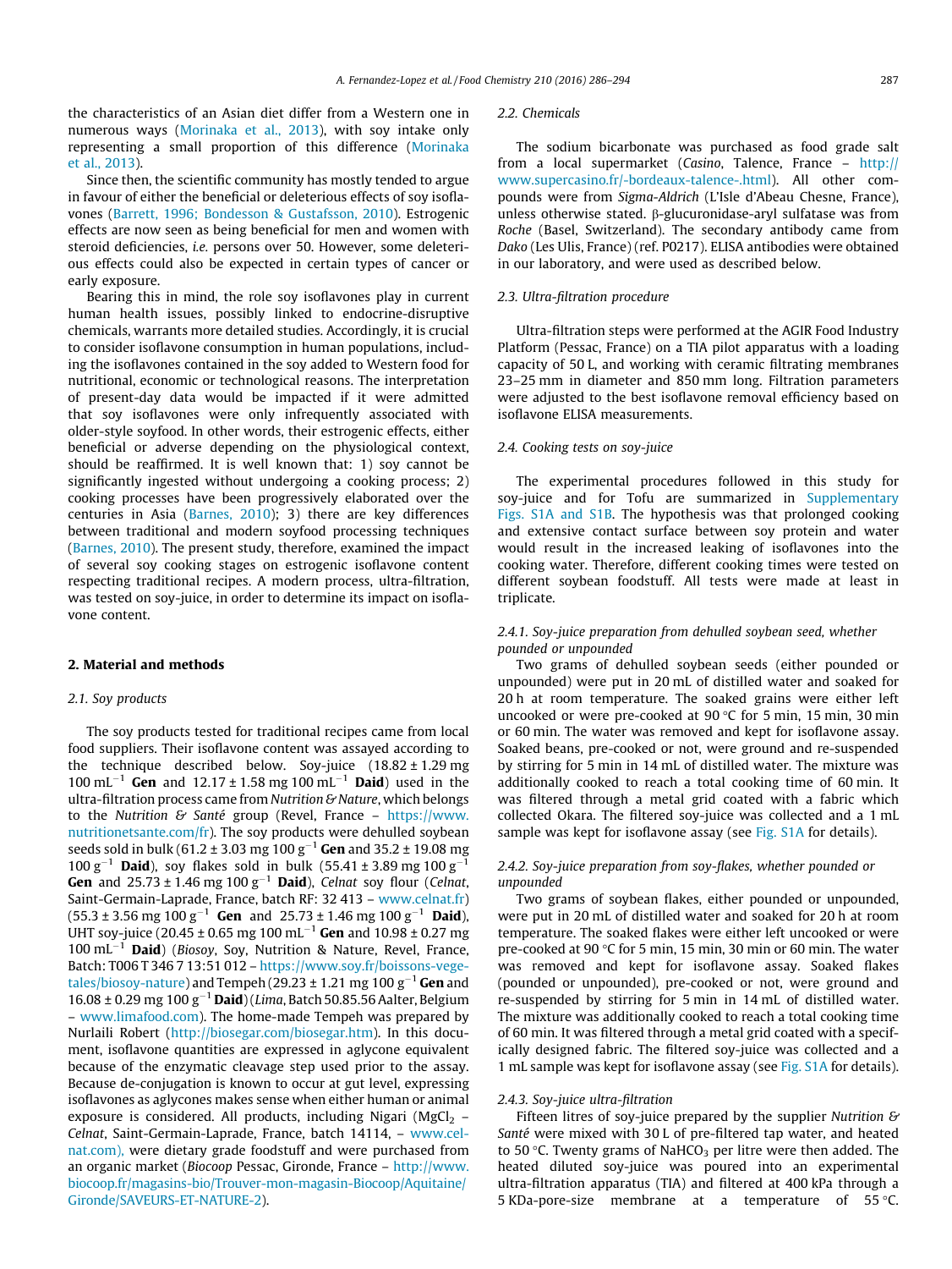the characteristics of an Asian diet differ from a Western one in numerous ways (Morinaka et al., 2013), with soy intake only representing a small proportion of this difference (Morinaka et al., 2013).

Since then, the scientific community has mostly tended to argue in favour of either the beneficial or deleterious effects of soy isoflavones (Barrett, 1996; Bondesson & Gustafsson, 2010). Estrogenic effects are now seen as being beneficial for men and women with steroid deficiencies, *i.e.* persons over 50. However, some deleterious effects could also be expected in certain types of cancer or early exposure.

Bearing this in mind, the role soy isoflavones play in current human health issues, possibly linked to endocrine-disruptive chemicals, warrants more detailed studies. Accordingly, it is crucial to consider isoflavone consumption in human populations, including the isoflavones contained in the soy added to Western food for nutritional, economic or technological reasons. The interpretation of present-day data would be impacted if it were admitted that soy isoflavones were only infrequently associated with older-style soyfood. In other words, their estrogenic effects, either beneficial or adverse depending on the physiological context, should be reaffirmed. It is well known that: 1) soy cannot be significantly ingested without undergoing a cooking process; 2) cooking processes have been progressively elaborated over the centuries in Asia (Barnes, 2010); 3) there are key differences between traditional and modern soyfood processing techniques (Barnes, 2010). The present study, therefore, examined the impact of several soy cooking stages on estrogenic isoflavone content respecting traditional recipes. A modern process, ultra-filtration, was tested on soy-juice, in order to determine its impact on isoflavone content.

## 2. Material and methods

### 2.1. Soy products

The soy products tested for traditional recipes came from local food suppliers. Their isoflavone content was assayed according to the technique described below. Soy-juice ($18.82 \pm 1.29$ mg 100 $mL^{-1}$ **Gen** and $12.17 \pm 1.58$ mg 100 $mL^{-1}$ **Daid**) used in the ultra-filtration process came from *Nutrition & Nature*, which belongs to the *Nutrition & Santé* group (Revel, France – https://www.nutritionetsante.com/fr). The soy products were dehulled soybean seeds sold in bulk ($61.2 \pm 3.03$ mg 100 $g^{-1}$ **Gen** and $35.2 \pm 19.08$ mg 100 $g^{-1}$ **Daid**), soy flakes sold in bulk ($55.41 \pm 3.89$ mg 100 $g^{-1}$ **Gen** and $25.73 \pm 1.46$ mg 100 $g^{-1}$ **Daid**), *Celnat* soy flour (*Celnat*, Saint-Germain-Laprade, France, batch RF: 32 413 – www.celnat.fr) ($55.3 \pm 3.56$ mg 100 $g^{-1}$ **Gen** and $25.73 \pm 1.46$ mg 100 $g^{-1}$ **Daid**), UHT soy-juice ($20.45 \pm 0.65$ mg 100 $mL^{-1}$ **Gen** and $10.98 \pm 0.27$ mg 100 $mL^{-1}$ **Daid**) (*Biosoy*, Soy, Nutrition & Nature, Revel, France, Batch: T006 T 346 7 13:51 012 – https://www.soy.fr/boissons-vegetales/biosoy-nature) and Tempeh ($29.23 \pm 1.21$ mg 100 $g^{-1}$ **Gen** and $16.08 \pm 0.29$ mg 100 $g^{-1}$ **Daid**) (*Lima*, Batch 50.85.56 Aalter, Belgium – www.limafood.com). The home-made Tempeh was prepared by Nurlaili Robert (http://biosegar.com/biosegar.htm). In this document, isoflavone quantities are expressed in aglycone equivalent because of the enzymatic cleavage step used prior to the assay. Because de-conjugation is known to occur at gut level, expressing isoflavones as aglycones makes sense when either human or animal exposure is considered. All products, including Nigari ($MgCl_2$ – *Celnat*, Saint-Germain-Laprade, France, batch 14114, – www.celnat.com), were dietary grade foodstuff and were purchased from an organic market (*Biocoop* Pessac, Gironde, France – http://www.biocoop.fr/magasins-bio/Trouver-mon-magasin-Biocoop/Aquitaine/Gironde/SAVEURS-ET-NATURE-2).

### 2.2. Chemicals

The sodium bicarbonate was purchased as food grade salt from a local supermarket (*Casino*, Talence, France – http://www.supercasino.fr/-bordeaux-talence-.html). All other compounds were from *Sigma-Aldrich* (L'Isle d'Abeau Chesne, France), unless otherwise stated. β-glucuronidase-aryl sulfatase was from *Roche* (Basel, Switzerland). The secondary antibody came from *Dako* (Les Ulis, France) (ref. P0217). ELISA antibodies were obtained in our laboratory, and were used as described below.

### 2.3. Ultra-filtration procedure

Ultra-filtration steps were performed at the AGIR Food Industry Platform (Pessac, France) on a TIA pilot apparatus with a loading capacity of 50 L, and working with ceramic filtrating membranes 23–25 mm in diameter and 850 mm long. Filtration parameters were adjusted to the best isoflavone removal efficiency based on isoflavone ELISA measurements.

### 2.4. Cooking tests on soy-juice

The experimental procedures followed in this study for soy-juice and for Tofu are summarized in Supplementary Figs. S1A and S1B. The hypothesis was that prolonged cooking and extensive contact surface between soy protein and water would result in the increased leaking of isoflavones into the cooking water. Therefore, different cooking times were tested on different soybean foodstuff. All tests were made at least in triplicate.

#### 2.4.1. Soy-juice preparation from dehulled soybean seed, whether pounded or unpounded

Two grams of dehulled soybean seeds (either pounded or unpounded) were put in 20 mL of distilled water and soaked for 20 h at room temperature. The soaked grains were either left uncooked or were pre-cooked at 90 °C for 5 min, 15 min, 30 min or 60 min. The water was removed and kept for isoflavone assay. Soaked beans, pre-cooked or not, were ground and re-suspended by stirring for 5 min in 14 mL of distilled water. The mixture was additionally cooked to reach a total cooking time of 60 min. It was filtered through a metal grid coated with a fabric which collected Okara. The filtered soy-juice was collected and a 1 mL sample was kept for isoflavone assay (see Fig. S1A for details).

#### 2.4.2. Soy-juice preparation from soy-flakes, whether pounded or unpounded

Two grams of soybean flakes, either pounded or unpounded, were put in 20 mL of distilled water and soaked for 20 h at room temperature. The soaked flakes were either left uncooked or were pre-cooked at 90 °C for 5 min, 15 min, 30 min or 60 min. The water was removed and kept for isoflavone assay. Soaked flakes (pounded or unpounded), pre-cooked or not, were ground and re-suspended by stirring for 5 min in 14 mL of distilled water. The mixture was additionally cooked to reach a total cooking time of 60 min. It was filtered through a metal grid coated with a specifically designed fabric. The filtered soy-juice was collected and a 1 mL sample was kept for isoflavone assay (see Fig. S1A for details).

#### 2.4.3. Soy-juice ultra-filtration

Fifteen litres of soy-juice prepared by the supplier *Nutrition & Santé* were mixed with 30 L of pre-filtered tap water, and heated to 50 °C. Twenty grams of $NaHCO_3$ per litre were then added. The heated diluted soy-juice was poured into an experimental ultra-filtration apparatus (TIA) and filtered at 400 kPa through a 5 KDa-pore-size membrane at a temperature of 55 °C.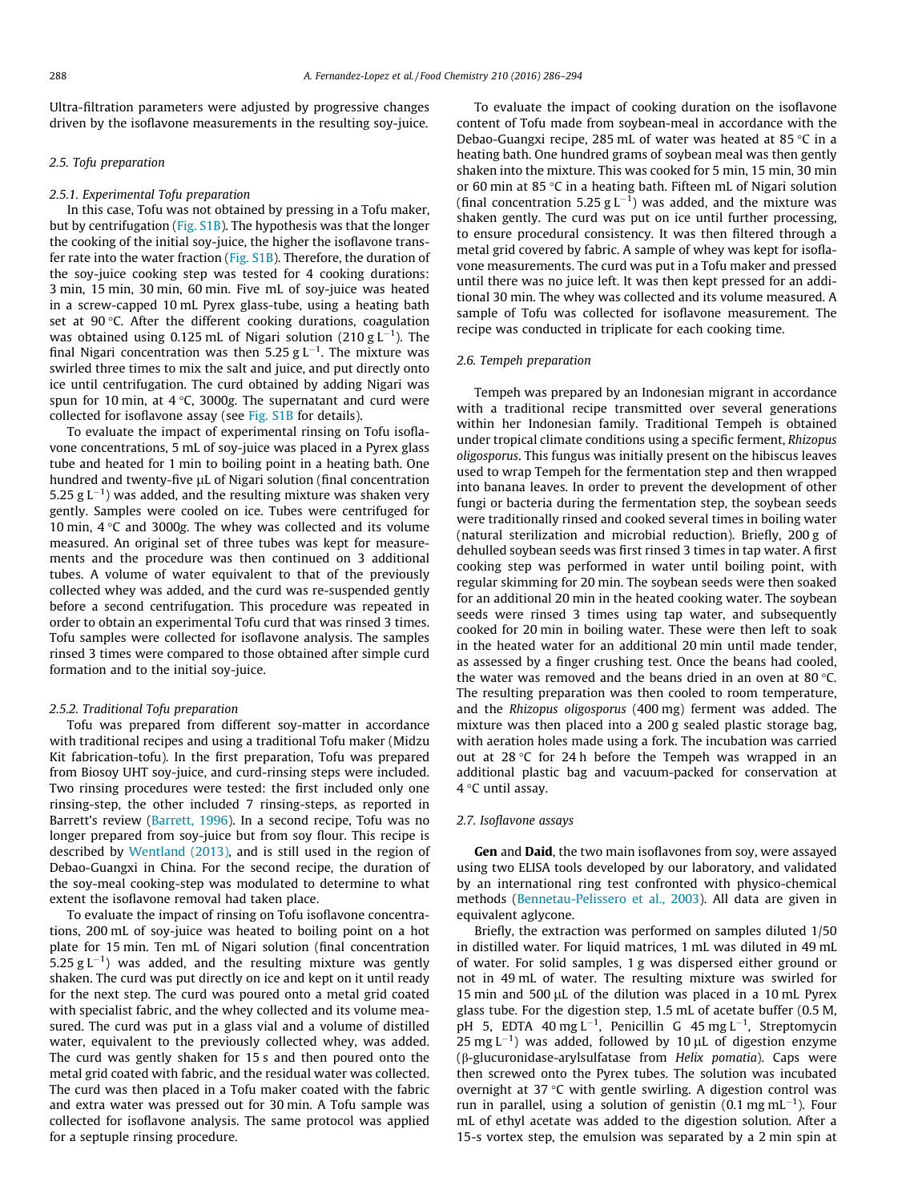Ultra-filtration parameters were adjusted by progressive changes driven by the isoflavone measurements in the resulting soy-juice.

### 2.5. Tofu preparation

#### 2.5.1. Experimental Tofu preparation

In this case, Tofu was not obtained by pressing in a Tofu maker, but by centrifugation (Fig. S1B). The hypothesis was that the longer the cooking of the initial soy-juice, the higher the isoflavone transfer rate into the water fraction (Fig. S1B). Therefore, the duration of the soy-juice cooking step was tested for 4 cooking durations: 3 min, 15 min, 30 min, 60 min. Five mL of soy-juice was heated in a screw-capped 10 mL Pyrex glass-tube, using a heating bath set at 90 °C. After the different cooking durations, coagulation was obtained using 0.125 mL of Nigari solution (210 g $L^{-1}$). The final Nigari concentration was then 5.25 g $L^{-1}$. The mixture was swirled three times to mix the salt and juice, and put directly onto ice until centrifugation. The curd obtained by adding Nigari was spun for 10 min, at 4 °C, 3000g. The supernatant and curd were collected for isoflavone assay (see Fig. S1B for details).

To evaluate the impact of experimental rinsing on Tofu isoflavone concentrations, 5 mL of soy-juice was placed in a Pyrex glass tube and heated for 1 min to boiling point in a heating bath. One hundred and twenty-five μL of Nigari solution (final concentration 5.25 g $L^{-1}$) was added, and the resulting mixture was shaken very gently. Samples were cooled on ice. Tubes were centrifuged for 10 min, 4 °C and 3000g. The whey was collected and its volume measured. An original set of three tubes was kept for measurements and the procedure was then continued on 3 additional tubes. A volume of water equivalent to that of the previously collected whey was added, and the curd was re-suspended gently before a second centrifugation. This procedure was repeated in order to obtain an experimental Tofu curd that was rinsed 3 times. Tofu samples were collected for isoflavone analysis. The samples rinsed 3 times were compared to those obtained after simple curd formation and to the initial soy-juice.

#### 2.5.2. Traditional Tofu preparation

Tofu was prepared from different soy-matter in accordance with traditional recipes and using a traditional Tofu maker (Midzu Kit fabrication-tofu). In the first preparation, Tofu was prepared from Biosoy UHT soy-juice, and curd-rinsing steps were included. Two rinsing procedures were tested: the first included only one rinsing-step, the other included 7 rinsing-steps, as reported in Barrett's review (Barrett, 1996). In a second recipe, Tofu was no longer prepared from soy-juice but from soy flour. This recipe is described by Wentland (2013), and is still used in the region of Debao-Guangxi in China. For the second recipe, the duration of the soy-meal cooking-step was modulated to determine to what extent the isoflavone removal had taken place.

To evaluate the impact of rinsing on Tofu isoflavone concentrations, 200 mL of soy-juice was heated to boiling point on a hot plate for 15 min. Ten mL of Nigari solution (final concentration 5.25 g $L^{-1}$) was added, and the resulting mixture was gently shaken. The curd was put directly on ice and kept on it until ready for the next step. The curd was poured onto a metal grid coated with specialist fabric, and the whey collected and its volume measured. The curd was put in a glass vial and a volume of distilled water, equivalent to the previously collected whey, was added. The curd was gently shaken for 15 s and then poured onto the metal grid coated with fabric, and the residual water was collected. The curd was then placed in a Tofu maker coated with the fabric and extra water was pressed out for 30 min. A Tofu sample was collected for isoflavone analysis. The same protocol was applied for a septuple rinsing procedure.

To evaluate the impact of cooking duration on the isoflavone content of Tofu made from soybean-meal in accordance with the Debao-Guangxi recipe, 285 mL of water was heated at 85 °C in a heating bath. One hundred grams of soybean meal was then gently shaken into the mixture. This was cooked for 5 min, 15 min, 30 min or 60 min at 85 °C in a heating bath. Fifteen mL of Nigari solution (final concentration 5.25 g $L^{-1}$) was added, and the mixture was shaken gently. The curd was put on ice until further processing, to ensure procedural consistency. It was then filtered through a metal grid covered by fabric. A sample of whey was kept for isoflavone measurements. The curd was put in a Tofu maker and pressed until there was no juice left. It was then kept pressed for an additional 30 min. The whey was collected and its volume measured. A sample of Tofu was collected for isoflavone measurement. The recipe was conducted in triplicate for each cooking time.

### 2.6. Tempeh preparation

Tempeh was prepared by an Indonesian migrant in accordance with a traditional recipe transmitted over several generations within her Indonesian family. Traditional Tempeh is obtained under tropical climate conditions using a specific ferment, *Rhizopus oligosporus*. This fungus was initially present on the hibiscus leaves used to wrap Tempeh for the fermentation step and then wrapped into banana leaves. In order to prevent the development of other fungi or bacteria during the fermentation step, the soybean seeds were traditionally rinsed and cooked several times in boiling water (natural sterilization and microbial reduction). Briefly, 200 g of dehulled soybean seeds was first rinsed 3 times in tap water. A first cooking step was performed in water until boiling point, with regular skimming for 20 min. The soybean seeds were then soaked for an additional 20 min in the heated cooking water. The soybean seeds were rinsed 3 times using tap water, and subsequently cooked for 20 min in boiling water. These were then left to soak in the heated water for an additional 20 min until made tender, as assessed by a finger crushing test. Once the beans had cooled, the water was removed and the beans dried in an oven at 80 °C. The resulting preparation was then cooled to room temperature, and the *Rhizopus oligosporus* (400 mg) ferment was added. The mixture was then placed into a 200 g sealed plastic storage bag, with aeration holes made using a fork. The incubation was carried out at 28 °C for 24 h before the Tempeh was wrapped in an additional plastic bag and vacuum-packed for conservation at 4 °C until assay.

### 2.7. Isoflavone assays

**Gen** and **Daid**, the two main isoflavones from soy, were assayed using two ELISA tools developed by our laboratory, and validated by an international ring test confronted with physico-chemical methods (Bennetau-Pelissero et al., 2003). All data are given in equivalent aglycone.

Briefly, the extraction was performed on samples diluted 1/50 in distilled water. For liquid matrices, 1 mL was diluted in 49 mL of water. For solid samples, 1 g was dispersed either ground or not in 49 mL of water. The resulting mixture was swirled for 15 min and 500 μL of the dilution was placed in a 10 mL Pyrex glass tube. For the digestion step, 1.5 mL of acetate buffer (0.5 M, pH 5, EDTA 40 mg $L^{-1}$, Penicillin G 45 mg $L^{-1}$, Streptomycin 25 mg $L^{-1}$) was added, followed by 10 μL of digestion enzyme (β-glucuronidase-arylsulfatase from *Helix pomatia*). Caps were then screwed onto the Pyrex tubes. The solution was incubated overnight at 37 °C with gentle swirling. A digestion control was run in parallel, using a solution of genistin (0.1 mg $mL^{-1}$). Four mL of ethyl acetate was added to the digestion solution. After a 15-s vortex step, the emulsion was separated by a 2 min spin at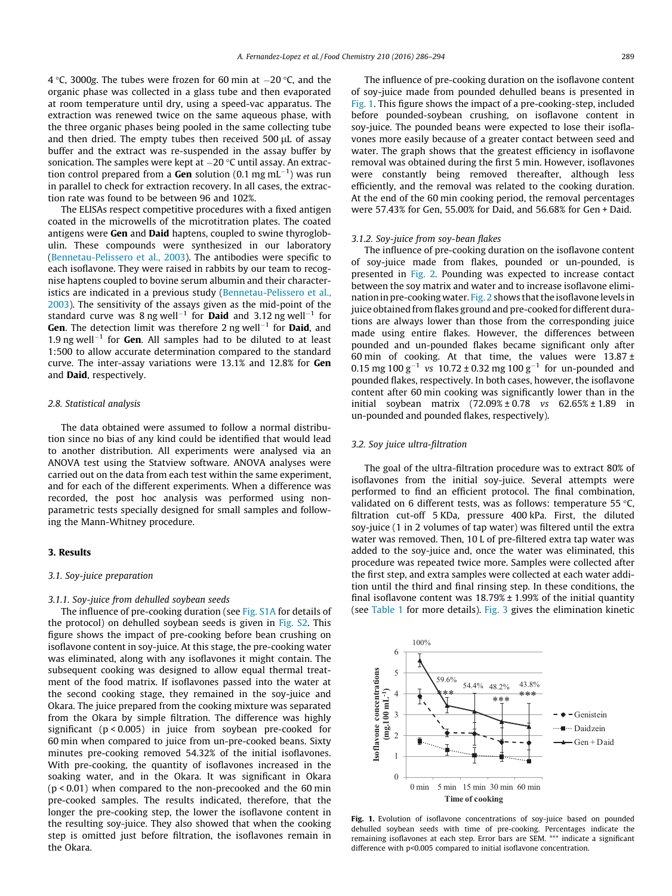4 °C, 3000g. The tubes were frozen for 60 min at −20 °C, and the organic phase was collected in a glass tube and then evaporated at room temperature until dry, using a speed-vac apparatus. The extraction was renewed twice on the same aqueous phase, with the three organic phases being pooled in the same collecting tube and then dried. The empty tubes then received 500 µL of assay buffer and the extract was re-suspended in the assay buffer by sonication. The samples were kept at −20 °C until assay. An extraction control prepared from a **Gen** solution (0.1 mg $mL^{-1}$) was run in parallel to check for extraction recovery. In all cases, the extraction rate was found to be between 96 and 102%.

The ELISAs respect competitive procedures with a fixed antigen coated in the microwells of the microtitration plates. The coated antigens were **Gen** and **Daid** haptens, coupled to swine thyroglobulin. These compounds were synthesized in our laboratory (Bennetau-Pelissero et al., 2003). The antibodies were specific to each isoflavone. They were raised in rabbits by our team to recognise haptens coupled to bovine serum albumin and their characteristics are indicated in a previous study (Bennetau-Pelissero et al., 2003). The sensitivity of the assays given as the mid-point of the standard curve was 8 ng $well^{-1}$ for **Daid** and 3.12 ng $well^{-1}$ for **Gen**. The detection limit was therefore 2 ng $well^{-1}$ for **Daid**, and 1.9 ng $well^{-1}$ for **Gen**. All samples had to be diluted to at least 1:500 to allow accurate determination compared to the standard curve. The inter-assay variations were 13.1% and 12.8% for **Gen** and **Daid**, respectively.

### 2.8. Statistical analysis

The data obtained were assumed to follow a normal distribution since no bias of any kind could be identified that would lead to another distribution. All experiments were analysed via an ANOVA test using the Statview software. ANOVA analyses were carried out on the data from each test within the same experiment, and for each of the different experiments. When a difference was recorded, the post hoc analysis was performed using non-parametric tests specially designed for small samples and following the Mann-Whitney procedure.

## 3. Results

### 3.1. Soy-juice preparation

#### 3.1.1. Soy-juice from dehulled soybean seeds

The influence of pre-cooking duration (see Fig. S1A for details of the protocol) on dehulled soybean seeds is given in Fig. S2. This figure shows the impact of pre-cooking before bean crushing on isoflavone content in soy-juice. At this stage, the pre-cooking water was eliminated, along with any isoflavones it might contain. The subsequent cooking was designed to allow equal thermal treatment of the food matrix. If isoflavones passed into the water at the second cooking stage, they remained in the soy-juice and Okara. The juice prepared from the cooking mixture was separated from the Okara by simple filtration. The difference was highly significant ($p < 0.005$) in juice from soybean pre-cooked for 60 min when compared to juice from un-pre-cooked beans. Sixty minutes pre-cooking removed 54.32% of the initial isoflavones. With pre-cooking, the quantity of isoflavones increased in the soaking water, and in the Okara. It was significant in Okara ($p < 0.01$) when compared to the non-precooked and the 60 min pre-cooked samples. The results indicated, therefore, that the longer the pre-cooking step, the lower the isoflavone content in the resulting soy-juice. They also showed that when the cooking step is omitted just before filtration, the isoflavones remain in the Okara.

The influence of pre-cooking duration on the isoflavone content of soy-juice made from pounded dehulled beans is presented in Fig. 1. This figure shows the impact of a pre-cooking-step, included before pounded-soybean crushing, on isoflavone content in soy-juice. The pounded beans were expected to lose their isoflavones more easily because of a greater contact between seed and water. The graph shows that the greatest efficiency in isoflavone removal was obtained during the first 5 min. However, isoflavones were constantly being removed thereafter, although less efficiently, and the removal was related to the cooking duration. At the end of the 60 min cooking period, the removal percentages were 57.43% for Gen, 55.00% for Daid, and 56.68% for Gen + Daid.

#### 3.1.2. Soy-juice from soy-bean flakes

The influence of pre-cooking duration on the isoflavone content of soy-juice made from flakes, pounded or un-pounded, is presented in Fig. 2. Pounding was expected to increase contact between the soy matrix and water and to increase isoflavone elimination in pre-cooking water. Fig. 2 shows that the isoflavone levels in juice obtained from flakes ground and pre-cooked for different durations are always lower than those from the corresponding juice made using entire flakes. However, the differences between pounded and un-pounded flakes became significant only after 60 min of cooking. At that time, the values were 13.87 ± 0.15 mg 100 $g^{-1}$ *vs* 10.72 ± 0.32 mg 100 $g^{-1}$ for un-pounded and pounded flakes, respectively. In both cases, however, the isoflavone content after 60 min cooking was significantly lower than in the initial soybean matrix (72.09% ± 0.78 *vs* 62.65% ± 1.89 in un-pounded and pounded flakes, respectively).

### 3.2. Soy juice ultra-filtration

The goal of the ultra-filtration procedure was to extract 80% of isoflavones from the initial soy-juice. Several attempts were performed to find an efficient protocol. The final combination, validated on 6 different tests, was as follows: temperature 55 °C, filtration cut-off 5 KDa, pressure 400 kPa. First, the diluted soy-juice (1 in 2 volumes of tap water) was filtered until the extra water was removed. Then, 10 L of pre-filtered extra tap water was added to the soy-juice and, once the water was eliminated, this procedure was repeated twice more. Samples were collected after the first step, and extra samples were collected at each water addition until the third and final rinsing step. In these conditions, the final isoflavone content was 18.79% ± 1.99% of the initial quantity (see Table 1 for more details). Fig. 3 gives the elimination kinetic

**Fig. 1.** Evolution of isoflavone concentrations of soy-juice based on pounded dehulled soybean seeds with time of pre-cooking. Percentages indicate the remaining isoflavones at each step. Error bars are SEM. *** indicate a significant difference with p<0.005 compared to initial isoflavone concentration.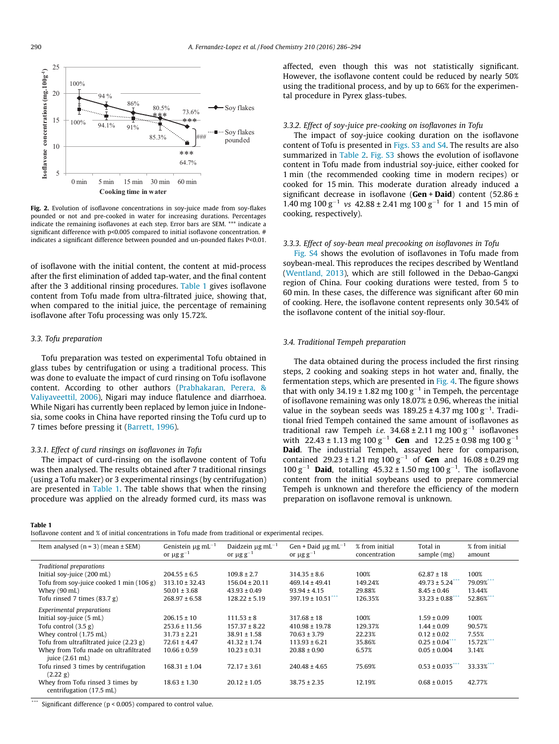Fig. 2. Evolution of isoflavone concentrations in soy-juice made from soy-flakes pounded or not and pre-cooked in water for increasing durations. Percentages indicate the remaining isoflavones at each step. Error bars are SEM. *** indicate a significant difference with p<0.005 compared to initial isoflavone concentration. # indicates a significant difference between pounded and un-pounded flakes P<0.01.

of isoflavone with the initial content, the content at mid-process after the first elimination of added tap-water, and the final content after the 3 additional rinsing procedures. Table 1 gives isoflavone content from Tofu made from ultra-filtrated juice, showing that, when compared to the initial juice, the percentage of remaining isoflavone after Tofu processing was only 15.72%.

### 3.3. Tofu preparation

Tofu preparation was tested on experimental Tofu obtained in glass tubes by centrifugation or using a traditional process. This was done to evaluate the impact of curd rinsing on Tofu isoflavone content. According to other authors (Prabhakaran, Perera, & Valiyaveettil, 2006), Nigari may induce flatulence and diarrhoea. While Nigari has currently been replaced by lemon juice in Indonesia, some cooks in China have reported rinsing the Tofu curd up to 7 times before pressing it (Barrett, 1996).

#### 3.3.1. Effect of curd rinsings on isoflavones in Tofu

The impact of curd-rinsing on the isoflavone content of Tofu was then analysed. The results obtained after 7 traditional rinsings (using a Tofu maker) or 3 experimental rinsings (by centrifugation) are presented in Table 1. The table shows that when the rinsing procedure was applied on the already formed curd, its mass was affected, even though this was not statistically significant. However, the isoflavone content could be reduced by nearly 50% using the traditional process, and by up to 66% for the experimental procedure in Pyrex glass-tubes.

#### 3.3.2. Effect of soy-juice pre-cooking on isoflavones in Tofu

The impact of soy-juice cooking duration on the isoflavone content of Tofu is presented in Figs. S3 and S4. The results are also summarized in Table 2. Fig. S3 shows the evolution of isoflavone content in Tofu made from industrial soy-juice, either cooked for 1 min (the recommended cooking time in modern recipes) or cooked for 15 min. This moderate duration already induced a significant decrease in isoflavone (**Gen** + **Daid**) content ($52.86 \pm 1.40$ mg 100 $g^{-1}$ *vs* $42.88 \pm 2.41$ mg 100 $g^{-1}$ for 1 and 15 min of cooking, respectively).

#### 3.3.3. Effect of soy-bean meal precooking on isoflavones in Tofu

Fig. S4 shows the evolution of isoflavones in Tofu made from soybean-meal. This reproduces the recipes described by Wentland (Wentland, 2013), which are still followed in the Debao-Gangxi region of China. Four cooking durations were tested, from 5 to 60 min. In these cases, the difference was significant after 60 min of cooking. Here, the isoflavone content represents only 30.54% of the isoflavone content of the initial soy-flour.

### 3.4. Traditional Tempeh preparation

The data obtained during the process included the first rinsing steps, 2 cooking and soaking steps in hot water and, finally, the fermentation steps, which are presented in Fig. 4. The figure shows that with only $34.19 \pm 1.82$ mg 100 $g^{-1}$ in Tempeh, the percentage of isoflavone remaining was only $18.07\% \pm 0.96$, whereas the initial value in the soybean seeds was $189.25 \pm 4.37$ mg 100 $g^{-1}$. Traditional fried Tempeh contained the same amount of isoflavones as traditional raw Tempeh *i.e.* $34.68 \pm 2.11$ mg 100 $g^{-1}$ isoflavones with $22.43 \pm 1.13$ mg 100 $g^{-1}$ **Gen** and $12.25 \pm 0.98$ mg 100 $g^{-1}$ **Daid**. The industrial Tempeh, assayed here for comparison, contained $29.23 \pm 1.21$ mg 100 $g^{-1}$ of **Gen** and $16.08 \pm 0.29$ mg 100 $g^{-1}$ **Daid**, totalling $45.32 \pm 1.50$ mg 100 $g^{-1}$. The isoflavone content from the initial soybeans used to prepare commercial Tempeh is unknown and therefore the efficiency of the modern preparation on isoflavone removal is unknown.

**Table 1**
Isoflavone content and % of initial concentrations in Tofu made from traditional or experimental recipes.

| Item analysed (n = 3) (mean ± SEM) | Genistein μg $mL^{-1}$ or μg $g^{-1}$ | Daidzein μg $mL^{-1}$ or μg $g^{-1}$ | Gen + Daid μg $mL^{-1}$ or μg $g^{-1}$ | % from initial concentration | Total in sample (mg) | % from initial amount |
|---|---|---|---|---|---|---|
| *Traditional preparations* | | | | | | |
| Initial soy-juice (200 mL) | 204.55 ± 6.5 | 109.8 ± 2.7 | 314.35 ± 8.6 | 100% | 62.87 ± 18 | 100% |
| Tofu from soy-juice cooked 1 min (106 g) | 313.10 ± 32.43 | 156.04 ± 20.11 | 469.14 ± 49.41 | 149.24% | 49.73 ± 5.24*** | 79.09%*** |
| Whey (90 mL) | 50.01 ± 3.68 | 43.93 ± 0.49 | 93.94 ± 4.15 | 29.88% | 8.45 ± 0.46 | 13.44% |
| Tofu rinsed 7 times (83.7 g) | 268.97 ± 6.58 | 128.22 ± 5.19 | 397.19 ± 10.51*** | 126.35% | 33.23 ± 0.88*** | 52.86%*** |
| *Experimental preparations* | | | | | | |
| Initial soy-juice (5 mL) | 206.15 ± 10 | 111.53 ± 8 | 317.68 ± 18 | 100% | 1.59 ± 0.09 | 100% |
| Tofu control (3.5 g) | 253.6 ± 11.56 | 157.37 ± 8.22 | 410.98 ± 19.78 | 129.37% | 1.44 ± 0.09 | 90.57% |
| Whey control (1.75 mL) | 31.73 ± 2.21 | 38.91 ± 1.58 | 70.63 ± 3.79 | 22.23% | 0.12 ± 0.02 | 7.55% |
| Tofu from ultrafiltrated juice (2.23 g) | 72.61 ± 4.47 | 41.32 ± 1.74 | 113.93 ± 6.21 | 35.86% | 0.25 ± 0.04*** | 15.72%*** |
| Whey from Tofu made on ultrafiltrated juice (2.61 mL) | 10.66 ± 0.59 | 10.23 ± 0.31 | 20.88 ± 0.90 | 6.57% | 0.05 ± 0.004 | 3.14% |
| Tofu rinsed 3 times by centrifugation (2.22 g) | 168.31 ± 1.04 | 72.17 ± 3.61 | 240.48 ± 4.65 | 75.69% | 0.53 ± 0.035*** | 33.33%*** |
| Whey from Tofu rinsed 3 times by centrifugation (17.5 mL) | 18.63 ± 1.30 | 20.12 ± 1.05 | 38.75 ± 2.35 | 12.19% | 0.68 ± 0.015 | 42.77% |

*** Significant difference ($p < 0.005$) compared to control value.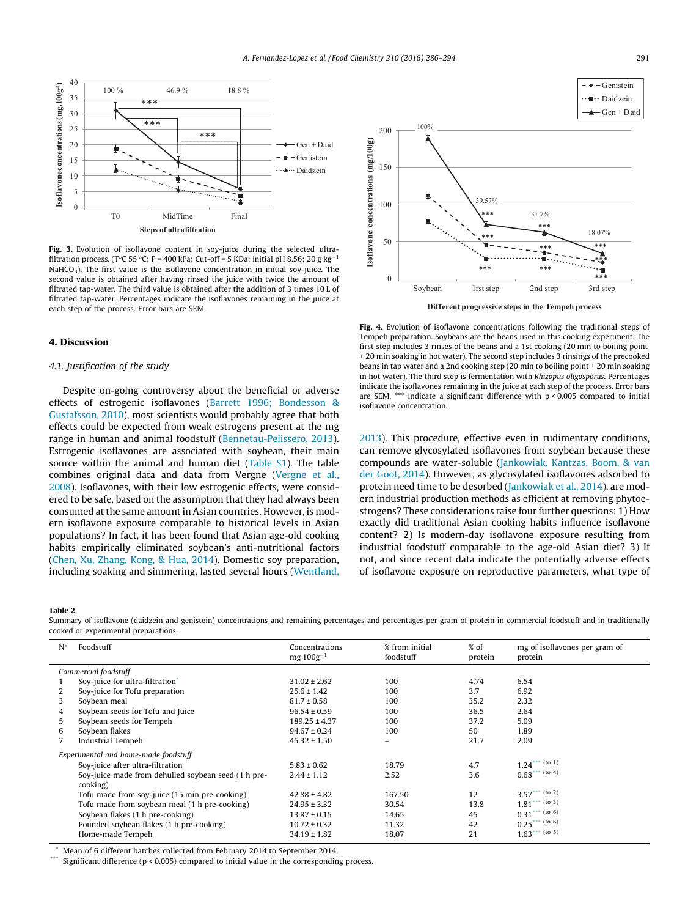Fig. 3. Evolution of isoflavone content in soy-juice during the selected ultrafiltration process. (T°C 55 °C; P = 400 kPa; Cut-off = 5 KDa; initial pH 8.56; 20 g $kg^{-1}$ $NaHCO_3$). The first value is the isoflavone concentration in initial soy-juice. The second value is obtained after having rinsed the juice with twice the amount of filtrated tap-water. The third value is obtained after the addition of 3 times 10 L of filtrated tap-water. Percentages indicate the isoflavones remaining in the juice at each step of the process. Error bars are SEM.

Fig. 4. Evolution of isoflavone concentrations following the traditional steps of Tempeh preparation. Soybeans are the beans used in this cooking experiment. The first step includes 3 rinses of the beans and a 1st cooking (20 min to boiling point + 20 min soaking in hot water). The second step includes 3 rinsings of the precooked beans in tap water and a 2nd cooking step (20 min to boiling point + 20 min soaking in hot water). The third step is fermentation with *Rhizopus oligosporus*. Percentages indicate the isoflavones remaining in the juice at each step of the process. Error bars are SEM. *** indicate a significant difference with $p < 0.005$ compared to initial isoflavone concentration.

## 4. Discussion

### 4.1. Justification of the study

Despite on-going controversy about the beneficial or adverse effects of estrogenic isoflavones (Barrett 1996; Bondesson & Gustafsson, 2010), most scientists would probably agree that both effects could be expected from weak estrogens present at the mg range in human and animal foodstuff (Bennetau-Pelissero, 2013). Estrogenic isoflavones are associated with soybean, their main source within the animal and human diet (Table S1). The table combines original data and data from Vergne (Vergne et al., 2008). Isoflavones, with their low estrogenic effects, were considered to be safe, based on the assumption that they had always been consumed at the same amount in Asian countries. However, is modern isoflavone exposure comparable to historical levels in Asian populations? In fact, it has been found that Asian age-old cooking habits empirically eliminated soybean's anti-nutritional factors (Chen, Xu, Zhang, Kong, & Hua, 2014). Domestic soy preparation, including soaking and simmering, lasted several hours (Wentland, 2013). This procedure, effective even in rudimentary conditions, can remove glycosylated isoflavones from soybean because these compounds are water-soluble (Jankowiak, Kantzas, Boom, & van der Goot, 2014). However, as glycosylated isoflavones adsorbed to protein need time to be desorbed (Jankowiak et al., 2014), are modern industrial production methods as efficient at removing phytoestrogens? These considerations raise four further questions: 1) How exactly did traditional Asian cooking habits influence isoflavone content? 2) Is modern-day isoflavone exposure resulting from industrial foodstuff comparable to the age-old Asian diet? 3) If not, and since recent data indicate the potentially adverse effects of isoflavone exposure on reproductive parameters, what type of

**Table 2**
Summary of isoflavone (daidzein and genistein) concentrations and remaining percentages and percentages per gram of protein in commercial foodstuff and in traditionally cooked or experimental preparations.

| N° | Foodstuff | Concentrations mg $100g^{-1}$ | % from initial foodstuff | % of protein | mg of isoflavones per gram of protein |
|---|---|---|---|---|---|
| | *Commercial foodstuff* | | | | |
| 1 | Soy-juice for ultra-filtration* | 31.02 ± 2.62 | 100 | 4.74 | 6.54 |
| 2 | Soy-juice for Tofu preparation | 25.6 ± 1.42 | 100 | 3.7 | 6.92 |
| 3 | Soybean meal | 81.7 ± 0.58 | 100 | 35.2 | 2.32 |
| 4 | Soybean seeds for Tofu and Juice | 96.54 ± 0.59 | 100 | 36.5 | 2.64 |
| 5 | Soybean seeds for Tempeh | 189.25 ± 4.37 | 100 | 37.2 | 5.09 |
| 6 | Soybean flakes | 94.67 ± 0.24 | 100 | 50 | 1.89 |
| 7 | Industrial Tempeh | 45.32 ± 1.50 | – | 21.7 | 2.09 |
| | *Experimental and home-made foodstuff* | | | | |
| | Soy-juice after ultra-filtration | 5.83 ± 0.62 | 18.79 | 4.7 | 1.24*** (to 1) |
| | Soy-juice made from dehulled soybean seed (1 h pre-cooking) | 2.44 ± 1.12 | 2.52 | 3.6 | 0.68*** (to 4) |
| | Tofu made from soy-juice (15 min pre-cooking) | 42.88 ± 4.82 | 167.50 | 12 | 3.57*** (to 2) |
| | Tofu made from soybean meal (1 h pre-cooking) | 24.95 ± 3.32 | 30.54 | 13.8 | 1.81*** (to 3) |
| | Soybean flakes (1 h pre-cooking) | 13.87 ± 0.15 | 14.65 | 45 | 0.31*** (to 6) |
| | Pounded soybean flakes (1 h pre-cooking) | 10.72 ± 0.32 | 11.32 | 42 | 0.25*** (to 6) |
| | Home-made Tempeh | 34.19 ± 1.82 | 18.07 | 21 | 1.63*** (to 5) |

\* Mean of 6 different batches collected from February 2014 to September 2014.
\*\*\* Significant difference ($p < 0.005$) compared to initial value in the corresponding process.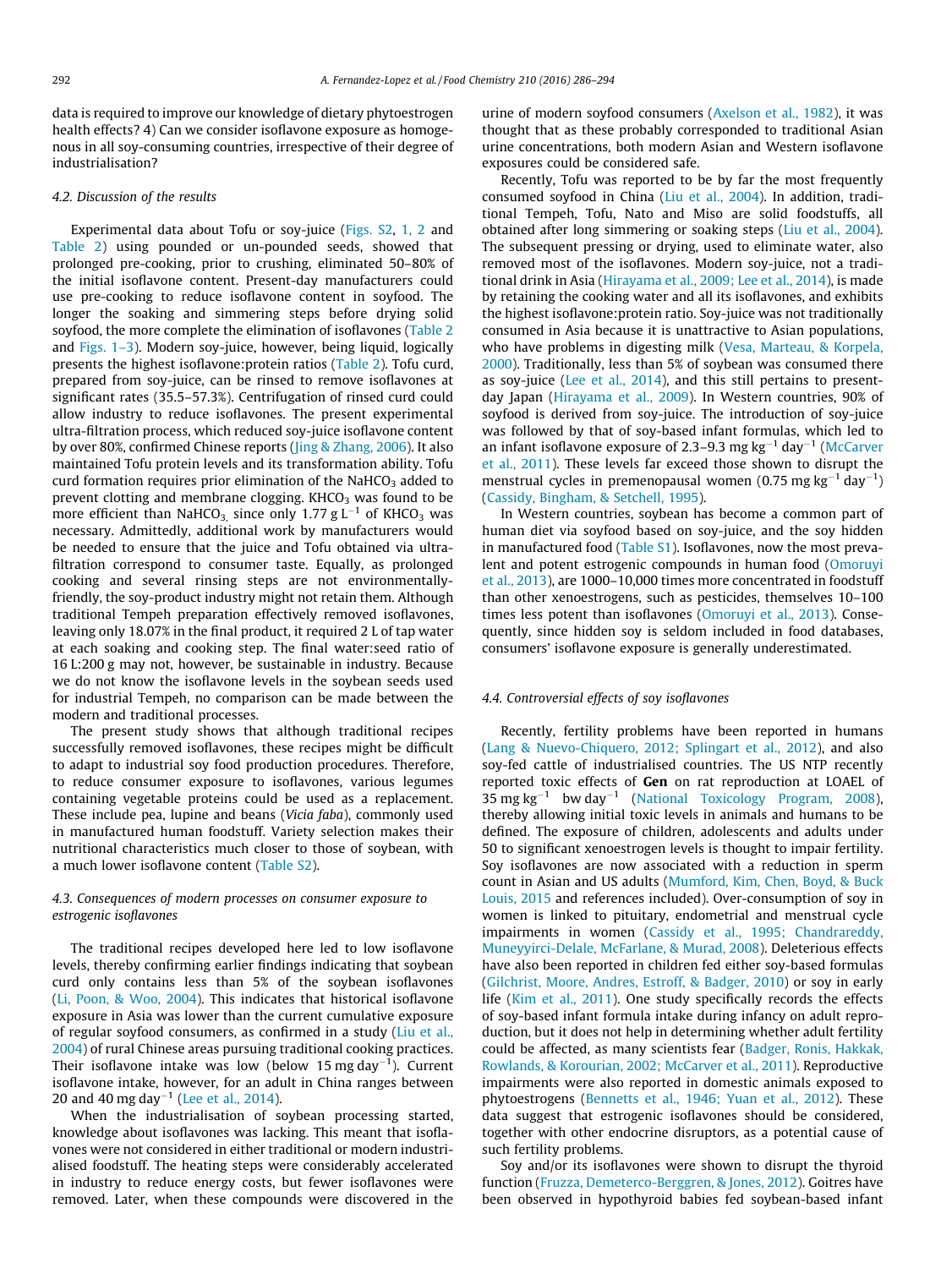data is required to improve our knowledge of dietary phytoestrogen health effects? 4) Can we consider isoflavone exposure as homogenous in all soy-consuming countries, irrespective of their degree of industrialisation?

### 4.2. Discussion of the results

Experimental data about Tofu or soy-juice (Figs. S2, 1, 2 and Table 2) using pounded or un-pounded seeds, showed that prolonged pre-cooking, prior to crushing, eliminated 50–80% of the initial isoflavone content. Present-day manufacturers could use pre-cooking to reduce isoflavone content in soyfood. The longer the soaking and simmering steps before drying solid soyfood, the more complete the elimination of isoflavones (Table 2 and Figs. 1–3). Modern soy-juice, however, being liquid, logically presents the highest isoflavone:protein ratios (Table 2). Tofu curd, prepared from soy-juice, can be rinsed to remove isoflavones at significant rates (35.5–57.3%). Centrifugation of rinsed curd could allow industry to reduce isoflavones. The present experimental ultra-filtration process, which reduced soy-juice isoflavone content by over 80%, confirmed Chinese reports (Jing & Zhang, 2006). It also maintained Tofu protein levels and its transformation ability. Tofu curd formation requires prior elimination of the $NaHCO_3$ added to prevent clotting and membrane clogging. $KHCO_3$ was found to be more efficient than $NaHCO_3$, since only 1.77 g $L^{-1}$ of $KHCO_3$ was necessary. Admittedly, additional work by manufacturers would be needed to ensure that the juice and Tofu obtained via ultra-filtration correspond to consumer taste. Equally, as prolonged cooking and several rinsing steps are not environmentally-friendly, the soy-product industry might not retain them. Although traditional Tempeh preparation effectively removed isoflavones, leaving only 18.07% in the final product, it required 2 L of tap water at each soaking and cooking step. The final water:seed ratio of 16 L:200 g may not, however, be sustainable in industry. Because we do not know the isoflavone levels in the soybean seeds used for industrial Tempeh, no comparison can be made between the modern and traditional processes.

The present study shows that although traditional recipes successfully removed isoflavones, these recipes might be difficult to adapt to industrial soy food production procedures. Therefore, to reduce consumer exposure to isoflavones, various legumes containing vegetable proteins could be used as a replacement. These include pea, lupine and beans (*Vicia faba*), commonly used in manufactured human foodstuff. Variety selection makes their nutritional characteristics much closer to those of soybean, with a much lower isoflavone content (Table S2).

### 4.3. Consequences of modern processes on consumer exposure to estrogenic isoflavones

The traditional recipes developed here led to low isoflavone levels, thereby confirming earlier findings indicating that soybean curd only contains less than 5% of the soybean isoflavones (Li, Poon, & Woo, 2004). This indicates that historical isoflavone exposure in Asia was lower than the current cumulative exposure of regular soyfood consumers, as confirmed in a study (Liu et al., 2004) of rural Chinese areas pursuing traditional cooking practices. Their isoflavone intake was low (below 15 mg $day^{-1}$). Current isoflavone intake, however, for an adult in China ranges between 20 and 40 mg $day^{-1}$ (Lee et al., 2014).

When the industrialisation of soybean processing started, knowledge about isoflavones was lacking. This meant that isoflavones were not considered in either traditional or modern industrialised foodstuff. The heating steps were considerably accelerated in industry to reduce energy costs, but fewer isoflavones were removed. Later, when these compounds were discovered in the urine of modern soyfood consumers (Axelson et al., 1982), it was thought that as these probably corresponded to traditional Asian urine concentrations, both modern Asian and Western isoflavone exposures could be considered safe.

Recently, Tofu was reported to be by far the most frequently consumed soyfood in China (Liu et al., 2004). In addition, traditional Tempeh, Tofu, Nato and Miso are solid foodstuffs, all obtained after long simmering or soaking steps (Liu et al., 2004). The subsequent pressing or drying, used to eliminate water, also removed most of the isoflavones. Modern soy-juice, not a traditional drink in Asia (Hirayama et al., 2009; Lee et al., 2014), is made by retaining the cooking water and all its isoflavones, and exhibits the highest isoflavone:protein ratio. Soy-juice was not traditionally consumed in Asia because it is unattractive to Asian populations, who have problems in digesting milk (Vesa, Marteau, & Korpela, 2000). Traditionally, less than 5% of soybean was consumed there as soy-juice (Lee et al., 2014), and this still pertains to present-day Japan (Hirayama et al., 2009). In Western countries, 90% of soyfood is derived from soy-juice. The introduction of soy-juice was followed by that of soy-based infant formulas, which led to an infant isoflavone exposure of 2.3–9.3 mg $kg^{-1}$ $day^{-1}$ (McCarver et al., 2011). These levels far exceed those shown to disrupt the menstrual cycles in premenopausal women (0.75 mg $kg^{-1}$ $day^{-1}$) (Cassidy, Bingham, & Setchell, 1995).

In Western countries, soybean has become a common part of human diet via soyfood based on soy-juice, and the soy hidden in manufactured food (Table S1). Isoflavones, now the most prevalent and potent estrogenic compounds in human food (Omoruyi et al., 2013), are 1000–10,000 times more concentrated in foodstuff than other xenoestrogens, such as pesticides, themselves 10–100 times less potent than isoflavones (Omoruyi et al., 2013). Consequently, since hidden soy is seldom included in food databases, consumers' isoflavone exposure is generally underestimated.

### 4.4. Controversial effects of soy isoflavones

Recently, fertility problems have been reported in humans (Lang & Nuevo-Chiquero, 2012; Splingart et al., 2012), and also soy-fed cattle of industrialised countries. The US NTP recently reported toxic effects of **Gen** on rat reproduction at LOAEL of 35 mg $kg^{-1}$ bw $day^{-1}$ (National Toxicology Program, 2008), thereby allowing initial toxic levels in animals and humans to be defined. The exposure of children, adolescents and adults under 50 to significant xenoestrogen levels is thought to impair fertility. Soy isoflavones are now associated with a reduction in sperm count in Asian and US adults (Mumford, Kim, Chen, Boyd, & Buck Louis, 2015 and references included). Over-consumption of soy in women is linked to pituitary, endometrial and menstrual cycle impairments in women (Cassidy et al., 1995; Chandrareddy, Muneyyirci-Delale, McFarlane, & Murad, 2008). Deleterious effects have also been reported in children fed either soy-based formulas (Gilchrist, Moore, Andres, Estroff, & Badger, 2010) or soy in early life (Kim et al., 2011). One study specifically records the effects of soy-based infant formula intake during infancy on adult reproduction, but it does not help in determining whether adult fertility could be affected, as many scientists fear (Badger, Ronis, Hakkak, Rowlands, & Korourian, 2002; McCarver et al., 2011). Reproductive impairments were also reported in domestic animals exposed to phytoestrogens (Bennetts et al., 1946; Yuan et al., 2012). These data suggest that estrogenic isoflavones should be considered, together with other endocrine disruptors, as a potential cause of such fertility problems.

Soy and/or its isoflavones were shown to disrupt the thyroid function (Fruzza, Demeterco-Berggren, & Jones, 2012). Goitres have been observed in hypothyroid babies fed soybean-based infant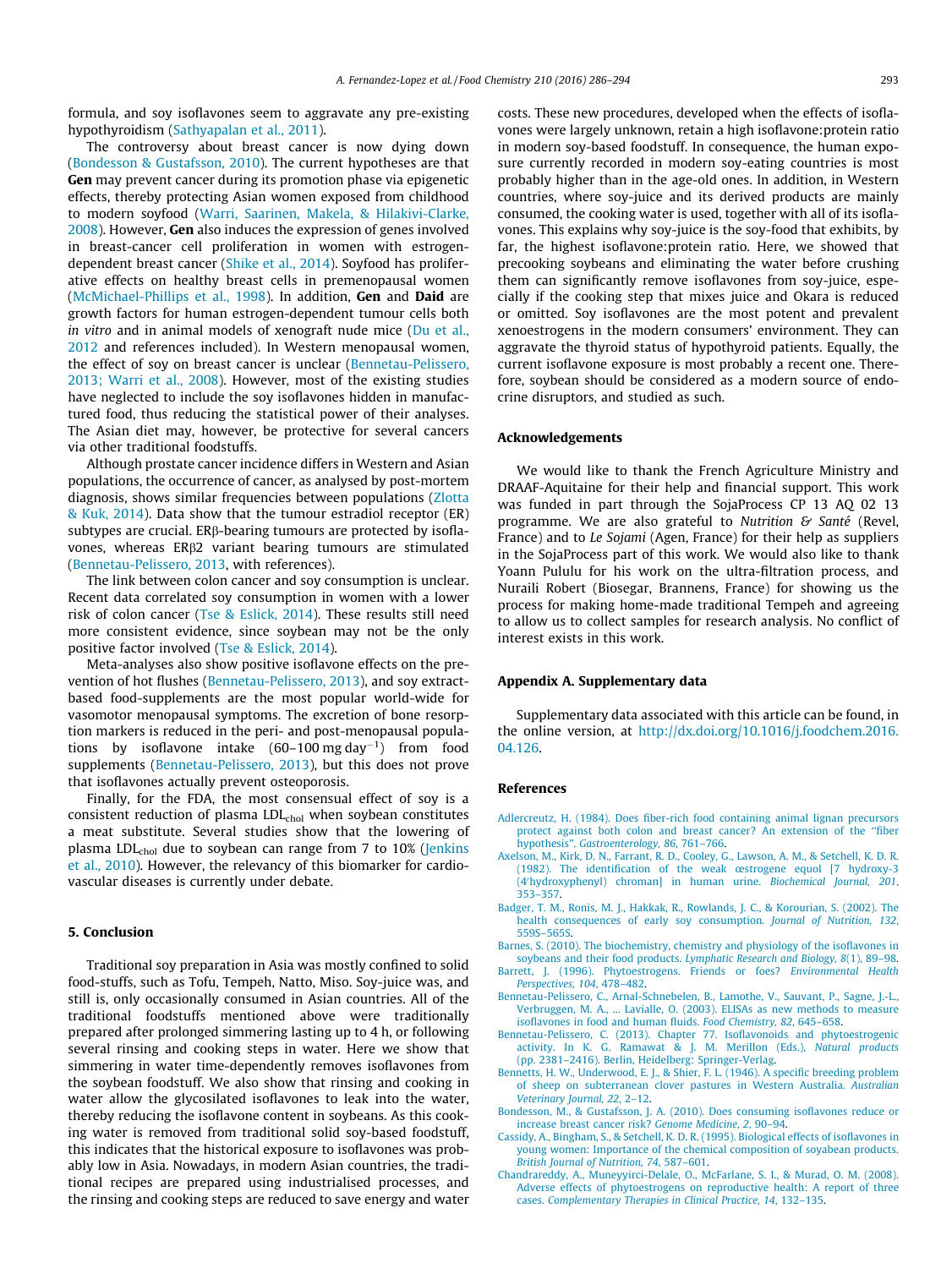formula, and soy isoflavones seem to aggravate any pre-existing hypothyroidism (Sathyapalan et al., 2011).

The controversy about breast cancer is now dying down (Bondesson & Gustafsson, 2010). The current hypotheses are that **Gen** may prevent cancer during its promotion phase via epigenetic effects, thereby protecting Asian women exposed from childhood to modern soyfood (Warri, Saarinen, Makela, & Hilakivi-Clarke, 2008). However, **Gen** also induces the expression of genes involved in breast-cancer cell proliferation in women with estrogen-dependent breast cancer (Shike et al., 2014). Soyfood has proliferative effects on healthy breast cells in premenopausal women (McMichael-Phillips et al., 1998). In addition, **Gen** and **Daid** are growth factors for human estrogen-dependent tumour cells both *in vitro* and in animal models of xenograft nude mice (Du et al., 2012 and references included). In Western menopausal women, the effect of soy on breast cancer is unclear (Bennetau-Pelissero, 2013; Warri et al., 2008). However, most of the existing studies have neglected to include the soy isoflavones hidden in manufactured food, thus reducing the statistical power of their analyses. The Asian diet may, however, be protective for several cancers via other traditional foodstuffs.

Although prostate cancer incidence differs in Western and Asian populations, the occurrence of cancer, as analysed by post-mortem diagnosis, shows similar frequencies between populations (Zlotta & Kuk, 2014). Data show that the tumour estradiol receptor (ER) subtypes are crucial. ERβ-bearing tumours are protected by isoflavones, whereas ERβ2 variant bearing tumours are stimulated (Bennetau-Pelissero, 2013, with references).

The link between colon cancer and soy consumption is unclear. Recent data correlated soy consumption in women with a lower risk of colon cancer (Tse & Eslick, 2014). These results still need more consistent evidence, since soybean may not be the only positive factor involved (Tse & Eslick, 2014).

Meta-analyses also show positive isoflavone effects on the prevention of hot flushes (Bennetau-Pelissero, 2013), and soy extract-based food-supplements are the most popular world-wide for vasomotor menopausal symptoms. The excretion of bone resorption markers is reduced in the peri- and post-menopausal populations by isoflavone intake ($60–100\ \mathrm{mg\ day^{-1}}$) from food supplements (Bennetau-Pelissero, 2013), but this does not prove that isoflavones actually prevent osteoporosis.

Finally, for the FDA, the most consensual effect of soy is a consistent reduction of plasma $LDL_{chol}$ when soybean constitutes a meat substitute. Several studies show that the lowering of plasma $LDL_{chol}$ due to soybean can range from 7 to 10% (Jenkins et al., 2010). However, the relevancy of this biomarker for cardiovascular diseases is currently under debate.

## 5. Conclusion

Traditional soy preparation in Asia was mostly confined to solid food-stuffs, such as Tofu, Tempeh, Natto, Miso. Soy-juice was, and still is, only occasionally consumed in Asian countries. All of the traditional foodstuffs mentioned above were traditionally prepared after prolonged simmering lasting up to 4 h, or following several rinsing and cooking steps in water. Here we show that simmering in water time-dependently removes isoflavones from the soybean foodstuff. We also show that rinsing and cooking in water allow the glycosilated isoflavones to leak into the water, thereby reducing the isoflavone content in soybeans. As this cooking water is removed from traditional solid soy-based foodstuff, this indicates that the historical exposure to isoflavones was probably low in Asia. Nowadays, in modern Asian countries, the traditional recipes are prepared using industrialised processes, and the rinsing and cooking steps are reduced to save energy and water costs. These new procedures, developed when the effects of isoflavones were largely unknown, retain a high isoflavone:protein ratio in modern soy-based foodstuff. In consequence, the human exposure currently recorded in modern soy-eating countries is most probably higher than in the age-old ones. In addition, in Western countries, where soy-juice and its derived products are mainly consumed, the cooking water is used, together with all of its isoflavones. This explains why soy-juice is the soy-food that exhibits, by far, the highest isoflavone:protein ratio. Here, we showed that precooking soybeans and eliminating the water before crushing them can significantly remove isoflavones from soy-juice, especially if the cooking step that mixes juice and Okara is reduced or omitted. Soy isoflavones are the most potent and prevalent xenoestrogens in the modern consumers' environment. They can aggravate the thyroid status of hypothyroid patients. Equally, the current isoflavone exposure is most probably a recent one. Therefore, soybean should be considered as a modern source of endocrine disruptors, and studied as such.

## Acknowledgements

We would like to thank the French Agriculture Ministry and DRAAF-Aquitaine for their help and financial support. This work was funded in part through the SojaProcess CP 13 AQ 02 13 programme. We are also grateful to *Nutrition & Santé* (Revel, France) and to *Le Sojami* (Agen, France) for their help as suppliers in the SojaProcess part of this work. We would also like to thank Yoann Pululu for his work on the ultra-filtration process, and Nuraili Robert (Biosegar, Brannens, France) for showing us the process for making home-made traditional Tempeh and agreeing to allow us to collect samples for research analysis. No conflict of interest exists in this work.

## Appendix A. Supplementary data

Supplementary data associated with this article can be found, in the online version, at http://dx.doi.org/10.1016/j.foodchem.2016.04.126.

## References

Adlercreutz, H. (1984). Does fiber-rich food containing animal lignan precursors protect against both colon and breast cancer? An extension of the "fiber hypothesis". *Gastroenterology, 86*, 761–766.

Axelson, M., Kirk, D. N., Farrant, R. D., Cooley, G., Lawson, A. M., & Setchell, K. D. R. (1982). The identification of the weak œstrogene equol [7 hydroxy-3 (4′hydroxyphenyl) chroman] in human urine. *Biochemical Journal, 201*, 353–357.

Badger, T. M., Ronis, M. J., Hakkak, R., Rowlands, J. C., & Korourian, S. (2002). The health consequences of early soy consumption. *Journal of Nutrition, 132*, 559S–565S.

Barnes, S. (2010). The biochemistry, chemistry and physiology of the isoflavones in soybeans and their food products. *Lymphatic Research and Biology, 8*(1), 89–98.

Barrett, J. (1996). Phytoestrogens. Friends or foes? *Environmental Health Perspectives, 104*, 478–482.

Bennetau-Pelissero, C., Arnal-Schnebelen, B., Lamothe, V., Sauvant, P., Sagne, J.-L., Verbruggen, M. A., ... Lavialle, O. (2003). ELISAs as new methods to measure isoflavones in food and human fluids. *Food Chemistry, 82*, 645–658.

Bennetau-Pelissero, C. (2013). Chapter 77. Isoflavonoids and phytoestrogenic activity. In K. G. Ramawat & J. M. Merillon (Eds.), *Natural products* (pp. 2381–2416). Berlin, Heidelberg: Springer-Verlag.

Bennetts, H. W., Underwood, E. J., & Shier, F. L. (1946). A specific breeding problem of sheep on subterranean clover pastures in Western Australia. *Australian Veterinary Journal, 22*, 2–12.

Bondesson, M., & Gustafsson, J. A. (2010). Does consuming isoflavones reduce or increase breast cancer risk? *Genome Medicine, 2*, 90–94.

Cassidy, A., Bingham, S., & Setchell, K. D. R. (1995). Biological effects of isoflavones in young women: Importance of the chemical composition of soyabean products. *British Journal of Nutrition, 74*, 587–601.

Chandrareddy, A., Muneyyirci-Delale, O., McFarlane, S. I., & Murad, O. M. (2008). Adverse effects of phytoestrogens on reproductive health: A report of three cases. *Complementary Therapies in Clinical Practice, 14*, 132–135.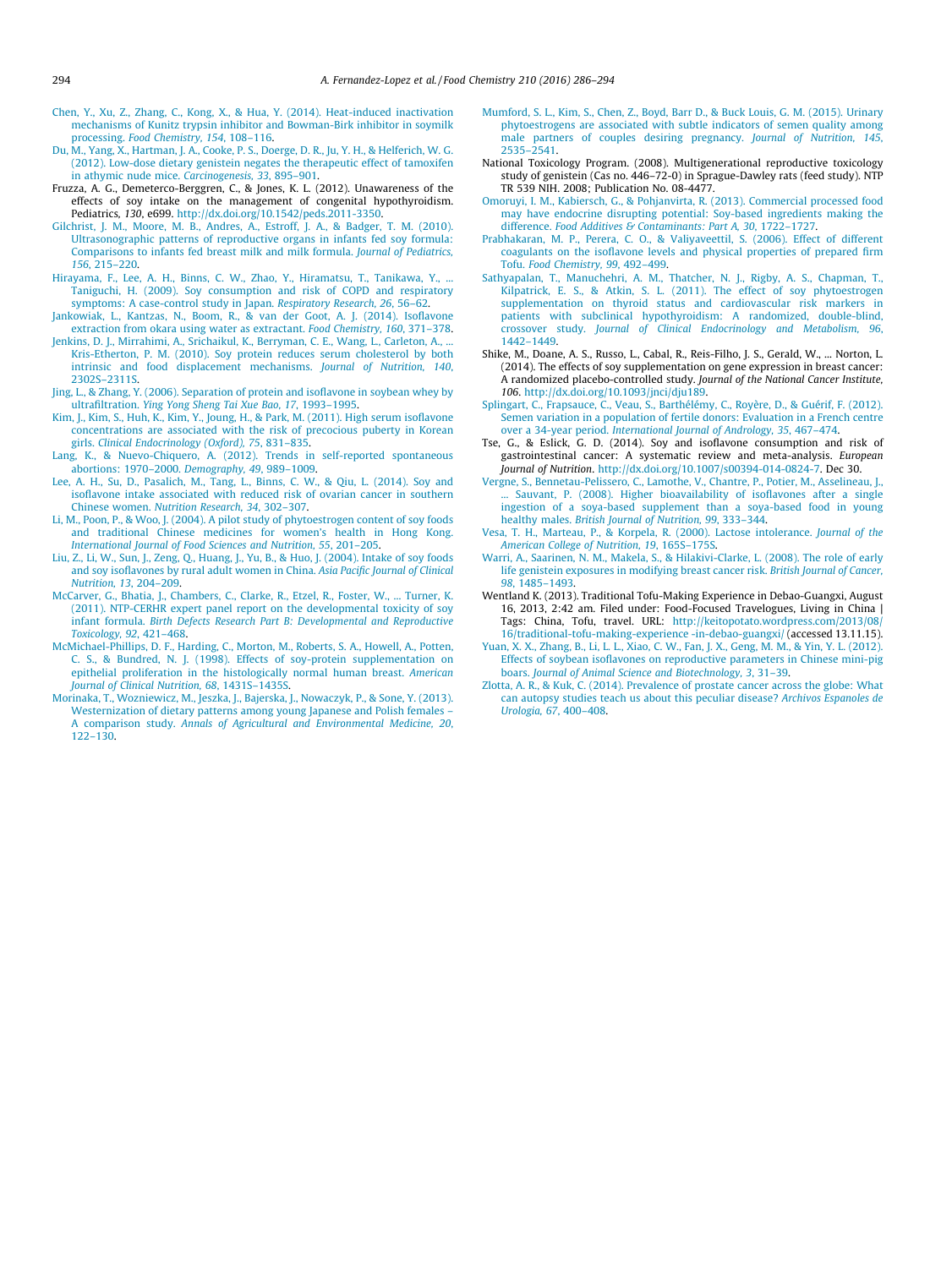Chen, Y., Xu, Z., Zhang, C., Kong, X., & Hua, Y. (2014). Heat-induced inactivation mechanisms of Kunitz trypsin inhibitor and Bowman-Birk inhibitor in soymilk processing. *Food Chemistry, 154*, 108–116.

Du, M., Yang, X., Hartman, J. A., Cooke, P. S., Doerge, D. R., Ju, Y. H., & Helferich, W. G. (2012). Low-dose dietary genistein negates the therapeutic effect of tamoxifen in athymic nude mice. *Carcinogenesis, 33*, 895–901.

Fruzza, A. G., Demeterco-Berggren, C., & Jones, K. L. (2012). Unawareness of the effects of soy intake on the management of congenital hypothyroidism. Pediatrics, *130*, e699. http://dx.doi.org/10.1542/peds.2011-3350.

Gilchrist, J. M., Moore, M. B., Andres, A., Estroff, J. A., & Badger, T. M. (2010). Ultrasonographic patterns of reproductive organs in infants fed soy formula: Comparisons to infants fed breast milk and milk formula. *Journal of Pediatrics, 156*, 215–220.

Hirayama, F., Lee, A. H., Binns, C. W., Zhao, Y., Hiramatsu, T., Tanikawa, Y., ... Taniguchi, H. (2009). Soy consumption and risk of COPD and respiratory symptoms: A case-control study in Japan. *Respiratory Research, 26*, 56–62.

Jankowiak, L., Kantzas, N., Boom, R., & van der Goot, A. J. (2014). Isoflavone extraction from okara using water as extractant. *Food Chemistry, 160*, 371–378.

Jenkins, D. J., Mirrahimi, A., Srichaikul, K., Berryman, C. E., Wang, L., Carleton, A., ... Kris-Etherton, P. M. (2010). Soy protein reduces serum cholesterol by both intrinsic and food displacement mechanisms. *Journal of Nutrition, 140*, 2302S–2311S.

Jing, L., & Zhang, Y. (2006). Separation of protein and isoflavone in soybean whey by ultrafiltration. *Ying Yong Sheng Tai Xue Bao, 17*, 1993–1995.

Kim, J., Kim, S., Huh, K., Kim, Y., Joung, H., & Park, M. (2011). High serum isoflavone concentrations are associated with the risk of precocious puberty in Korean girls. *Clinical Endocrinology (Oxford), 75*, 831–835.

Lang, K., & Nuevo-Chiquero, A. (2012). Trends in self-reported spontaneous abortions: 1970–2000. *Demography, 49*, 989–1009.

Lee, A. H., Su, D., Pasalich, M., Tang, L., Binns, C. W., & Qiu, L. (2014). Soy and isoflavone intake associated with reduced risk of ovarian cancer in southern Chinese women. *Nutrition Research, 34*, 302–307.

Li, M., Poon, P., & Woo, J. (2004). A pilot study of phytoestrogen content of soy foods and traditional Chinese medicines for women's health in Hong Kong. *International Journal of Food Sciences and Nutrition, 55*, 201–205.

Liu, Z., Li, W., Sun, J., Zeng, Q., Huang, J., Yu, B., & Huo, J. (2004). Intake of soy foods and soy isoflavones by rural adult women in China. *Asia Pacific Journal of Clinical Nutrition, 13*, 204–209.

McCarver, G., Bhatia, J., Chambers, C., Clarke, R., Etzel, R., Foster, W., ... Turner, K. (2011). NTP-CERHR expert panel report on the developmental toxicity of soy infant formula. *Birth Defects Research Part B: Developmental and Reproductive Toxicology, 92*, 421–468.

McMichael-Phillips, D. F., Harding, C., Morton, M., Roberts, S. A., Howell, A., Potten, C. S., & Bundred, N. J. (1998). Effects of soy-protein supplementation on epithelial proliferation in the histologically normal human breast. *American Journal of Clinical Nutrition, 68*, 1431S–1435S.

Morinaka, T., Wozniewicz, M., Jeszka, J., Bajerska, J., Nowaczyk, P., & Sone, Y. (2013). Westernization of dietary patterns among young Japanese and Polish females – A comparison study. *Annals of Agricultural and Environmental Medicine, 20*, 122–130.

Mumford, S. L., Kim, S., Chen, Z., Boyd, Barr D., & Buck Louis, G. M. (2015). Urinary phytoestrogens are associated with subtle indicators of semen quality among male partners of couples desiring pregnancy. *Journal of Nutrition, 145*, 2535–2541.

National Toxicology Program. (2008). Multigenerational reproductive toxicology study of genistein (Cas no. 446–72-0) in Sprague-Dawley rats (feed study). NTP TR 539 NIH. 2008; Publication No. 08-4477.

Omoruyi, I. M., Kabiersch, G., & Pohjanvirta, R. (2013). Commercial processed food may have endocrine disrupting potential: Soy-based ingredients making the difference. *Food Additives & Contaminants: Part A, 30*, 1722–1727.

Prabhakaran, M. P., Perera, C. O., & Valiyaveettil, S. (2006). Effect of different coagulants on the isoflavone levels and physical properties of prepared firm Tofu. *Food Chemistry, 99*, 492–499.

Sathyapalan, T., Manuchehri, A. M., Thatcher, N. J., Rigby, A. S., Chapman, T., Kilpatrick, E. S., & Atkin, S. L. (2011). The effect of soy phytoestrogen supplementation on thyroid status and cardiovascular risk markers in patients with subclinical hypothyroidism: A randomized, double-blind, crossover study. *Journal of Clinical Endocrinology and Metabolism, 96*, 1442–1449.

Shike, M., Doane, A. S., Russo, L., Cabal, R., Reis-Filho, J. S., Gerald, W., ... Norton, L. (2014). The effects of soy supplementation on gene expression in breast cancer: A randomized placebo-controlled study. *Journal of the National Cancer Institute, 106*. http://dx.doi.org/10.1093/jnci/dju189.

Splingart, C., Frapsauce, C., Veau, S., Barthélémy, C., Royère, D., & Guérif, F. (2012). Semen variation in a population of fertile donors: Evaluation in a French centre over a 34-year period. *International Journal of Andrology, 35*, 467–474.

Tse, G., & Eslick, G. D. (2014). Soy and isoflavone consumption and risk of gastrointestinal cancer: A systematic review and meta-analysis. *European Journal of Nutrition*. http://dx.doi.org/10.1007/s00394-014-0824-7. Dec 30.

Vergne, S., Bennetau-Pelissero, C., Lamothe, V., Chantre, P., Potier, M., Asselineau, J., ... Sauvant, P. (2008). Higher bioavailability of isoflavones after a single ingestion of a soya-based supplement than a soya-based food in young healthy males. *British Journal of Nutrition, 99*, 333–344.

Vesa, T. H., Marteau, P., & Korpela, R. (2000). Lactose intolerance. *Journal of the American College of Nutrition, 19*, 165S–175S.

Warri, A., Saarinen, N. M., Makela, S., & Hilakivi-Clarke, L. (2008). The role of early life genistein exposures in modifying breast cancer risk. *British Journal of Cancer, 98*, 1485–1493.

Wentland K. (2013). Traditional Tofu-Making Experience in Debao-Guangxi, August 16, 2013, 2:42 am. Filed under: Food-Focused Travelogues, Living in China | Tags: China, Tofu, travel. URL: http://keitopotato.wordpress.com/2013/08/16/traditional-tofu-making-experience -in-debao-guangxi/ (accessed 13.11.15).

Yuan, X. X., Zhang, B., Li, L. L., Xiao, C. W., Fan, J. X., Geng, M. M., & Yin, Y. L. (2012). Effects of soybean isoflavones on reproductive parameters in Chinese mini-pig boars. *Journal of Animal Science and Biotechnology, 3*, 31–39.

Zlotta, A. R., & Kuk, C. (2014). Prevalence of prostate cancer across the globe: What can autopsy studies teach us about this peculiar disease? *Archivos Espanoles de Urologia, 67*, 400–408.